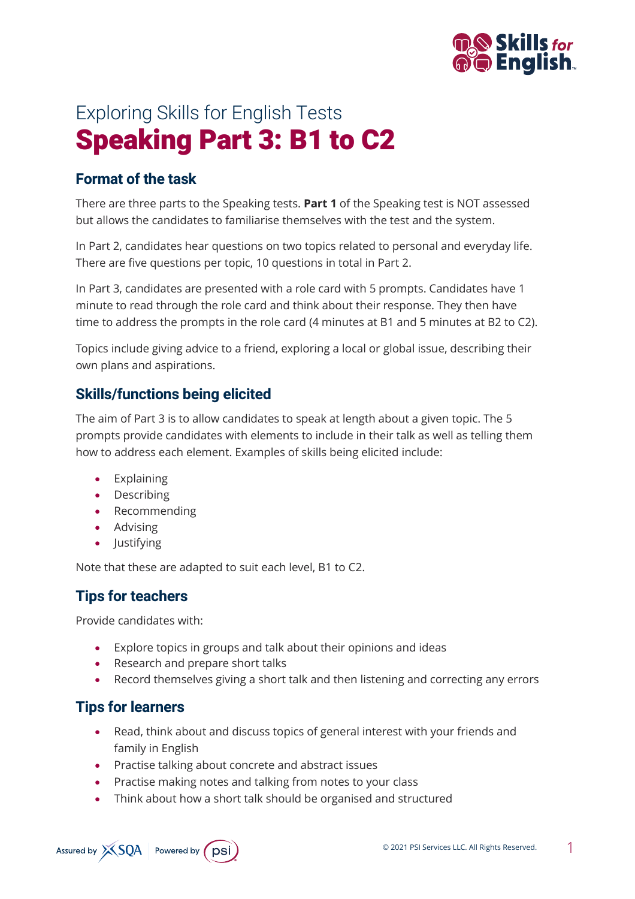Exploring Skills for English Tests

# Speaking Part 3: B1 to C2

## Format of the task

There are three parts to the Speaking tests. **Part 1** of the Speaking test is NOT assessed but allows the candidates to familiarise themselves with the test and the system.

In Part 2, candidates hear questions on two topics related to personal and everyday life. There are five questions per topic, 10 questions in total in Part 2.

In Part 3, candidates are presented with a role card with 5 prompts. Candidates have 1 minute to read through the role card and think about their response. They then have time to address the prompts in the role card (4 minutes at B1 and 5 minutes at B2 to C2).

Topics include giving advice to a friend, exploring a local or global issue, describing their own plans and aspirations.

## Skills/functions being elicited

The aim of Part 3 is to allow candidates to speak at length about a given topic. The 5 prompts provide candidates with elements to include in their talk as well as telling them how to address each element. Examples of skills being elicited include:

- Explaining
- Describing
- Recommending
- Advising
- Justifying

Note that these are adapted to suit each level, B1 to C2.

## Tips for teachers

Provide candidates with:

- Explore topics in groups and talk about their opinions and ideas
- Research and prepare short talks
- Record themselves giving a short talk and then listening and correcting any errors

## Tips for learners

- Read, think about and discuss topics of general interest with your friends and family in English
- Practise talking about concrete and abstract issues
- Practise making notes and talking from notes to your class
- Think about how a short talk should be organised and structured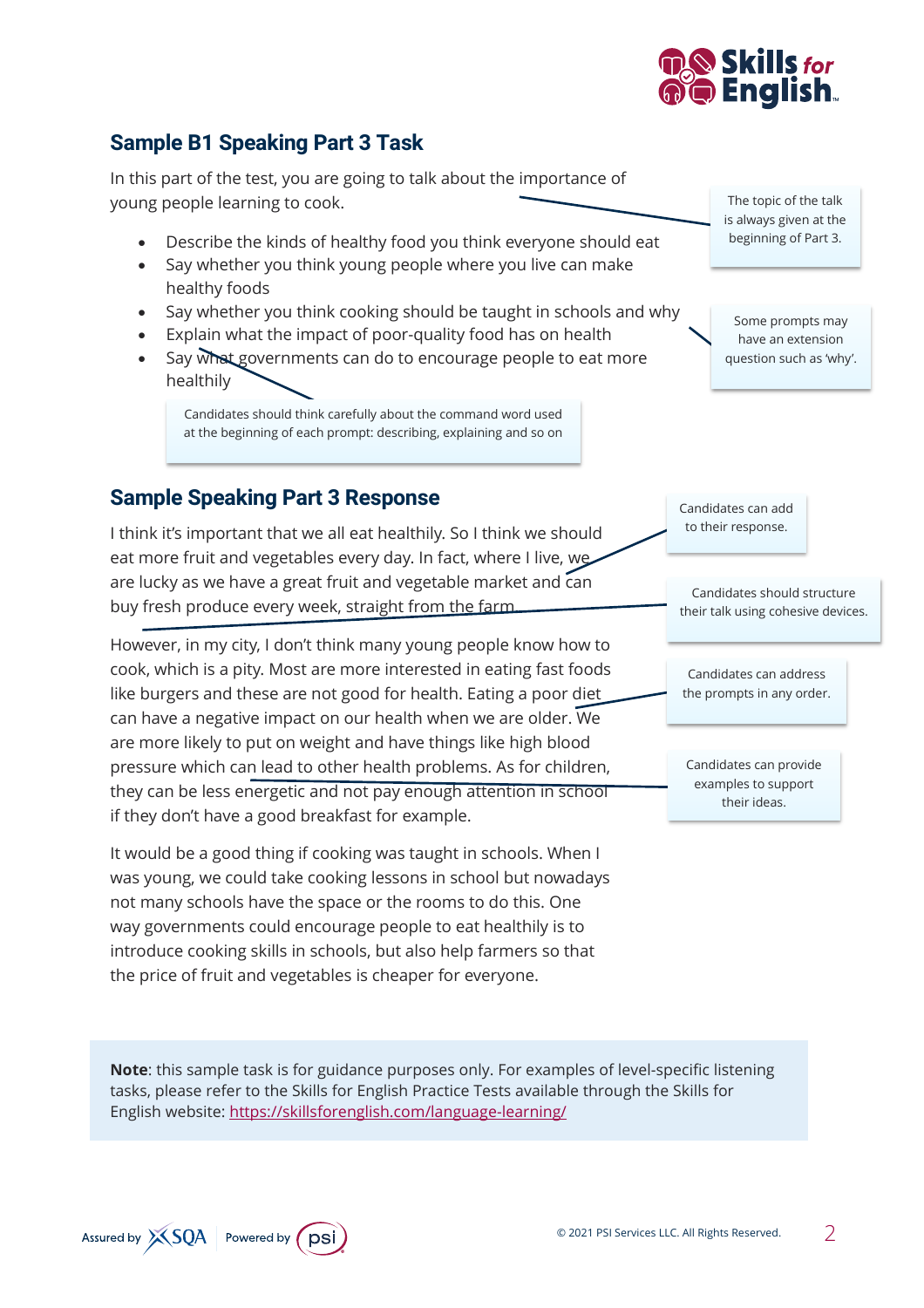## Sample B1 Speaking Part 3 Task

In this part of the test, you are going to talk about the importance of young people learning to cook.

- Describe the kinds of healthy food you think everyone should eat
- Say whether you think young people where you live can make healthy foods
- Say whether you think cooking should be taught in schools and why
- Explain what the impact of poor-quality food has on health
- Say what governments can do to encourage people to eat more healthily

> The topic of the talk is always given at the beginning of Part 3.

> Some prompts may have an extension question such as 'why'.

> Candidates should think carefully about the command word used at the beginning of each prompt: describing, explaining and so on

## Sample Speaking Part 3 Response

I think it's important that we all eat healthily. So I think we should eat more fruit and vegetables every day. In fact, where I live, we are lucky as we have a great fruit and vegetable market and can buy fresh produce every week, straight from the farm.

However, in my city, I don't think many young people know how to cook, which is a pity. Most are more interested in eating fast foods like burgers and these are not good for health. Eating a poor diet can have a negative impact on our health when we are older. We are more likely to put on weight and have things like high blood pressure which can lead to other health problems. As for children, they can be less energetic and not pay enough attention in school if they don't have a good breakfast for example.

It would be a good thing if cooking was taught in schools. When I was young, we could take cooking lessons in school but nowadays not many schools have the space or the rooms to do this. One way governments could encourage people to eat healthily is to introduce cooking skills in schools, but also help farmers so that the price of fruit and vegetables is cheaper for everyone.

> Candidates can add to their response.

> Candidates should structure their talk using cohesive devices.

> Candidates can address the prompts in any order.

> Candidates can provide examples to support their ideas.

**Note**: this sample task is for guidance purposes only. For examples of level-specific listening tasks, please refer to the Skills for English Practice Tests available through the Skills for English website: https://skillsforenglish.com/language-learning/